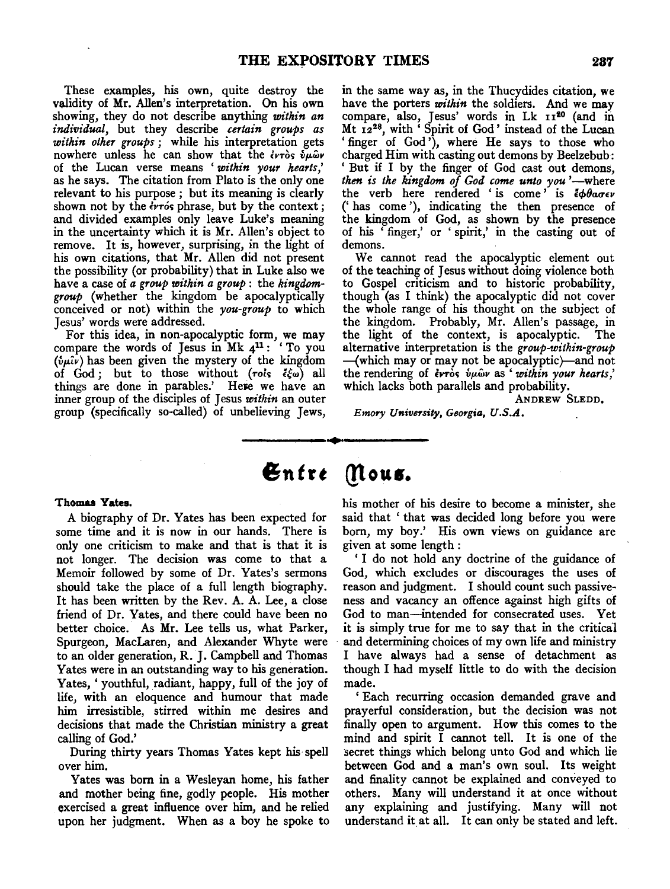These examples, his own, quite destroy the validity of Mr. Allen's interpretation. On his own showing, they do not describe anything *within an individual*, but they describe *certain groups as within other groups*; while his interpretation gets nowhere unless he can show that the ἐντὸς ὑμῶν of the Lucan verse means '*within your hearts*,' as he says. The citation from Plato is the only one relevant to his purpose; but its meaning is clearly shown not by the ἐντός phrase, but by the context; and divided examples only leave Luke's meaning in the uncertainty which it is Mr. Allen's object to remove. It is, however, surprising, in the light of his own citations, that Mr. Allen did not present the possibility (or probability) that in Luke also we have a case of *a group within a group*: the *kingdom-group* (whether the kingdom be apocalyptically conceived or not) within the *you-group* to which Jesus' words were addressed.

For this idea, in non-apocalyptic form, we may compare the words of Jesus in Mk 4[11]: 'To you (ὑμῖν) has been given the mystery of the kingdom of God; but to those without (τοῖς ἔξω) all things are done in parables.' Here we have an inner group of the disciples of Jesus *within* an outer group (specifically so-called) of unbelieving Jews, in the same way as, in the Thucydides citation, we have the porters *within* the soldiers. And we may compare, also, Jesus' words in Lk 11[20] (and in Mt 12[28], with 'Spirit of God' instead of the Lucan 'finger of God'), where He says to those who charged Him with casting out demons by Beelzebub: 'But if I by the finger of God cast out demons, *then is the kingdom of God come unto you*'—where the verb here rendered 'is come' is ἔφθασεν ('has come'), indicating the then presence of the kingdom of God, as shown by the presence of his 'finger,' or 'spirit,' in the casting out of demons.

We cannot read the apocalyptic element out of the teaching of Jesus without doing violence both to Gospel criticism and to historic probability, though (as I think) the apocalyptic did not cover the whole range of his thought on the subject of the kingdom. Probably, Mr. Allen's passage, in the light of the context, is apocalyptic. The alternative interpretation is the *group-within-group* —(which may or may not be apocalyptic)—and not the rendering of ἐντὸς ὑμῶν as '*within your hearts*,' which lacks both parallels and probability.

ANDREW SLEDD.

*Emory University, Georgia, U.S.A.*

# Entre Nous.

**Thomas Yates.**

A biography of Dr. Yates has been expected for some time and it is now in our hands. There is only one criticism to make and that is that it is not longer. The decision was come to that a Memoir followed by some of Dr. Yates's sermons should take the place of a full length biography. It has been written by the Rev. A. A. Lee, a close friend of Dr. Yates, and there could have been no better choice. As Mr. Lee tells us, what Parker, Spurgeon, MacLaren, and Alexander Whyte were to an older generation, R. J. Campbell and Thomas Yates were in an outstanding way to his generation. Yates, 'youthful, radiant, happy, full of the joy of life, with an eloquence and humour that made him irresistible, stirred within me desires and decisions that made the Christian ministry a great calling of God.'

During thirty years Thomas Yates kept his spell over him.

Yates was born in a Wesleyan home, his father and mother being fine, godly people. His mother exercised a great influence over him, and he relied upon her judgment. When as a boy he spoke to his mother of his desire to become a minister, she said that 'that was decided long before you were born, my boy.' His own views on guidance are given at some length:

'I do not hold any doctrine of the guidance of God, which excludes or discourages the uses of reason and judgment. I should count such passiveness and vacancy an offence against high gifts of God to man—intended for consecrated uses. Yet it is simply true for me to say that in the critical and determining choices of my own life and ministry I have always had a sense of detachment as though I had myself little to do with the decision made.

'Each recurring occasion demanded grave and prayerful consideration, but the decision was not finally open to argument. How this comes to the mind and spirit I cannot tell. It is one of the secret things which belong unto God and which lie between God and a man's own soul. Its weight and finality cannot be explained and conveyed to others. Many will understand it at once without any explaining and justifying. Many will not understand it at all. It can only be stated and left.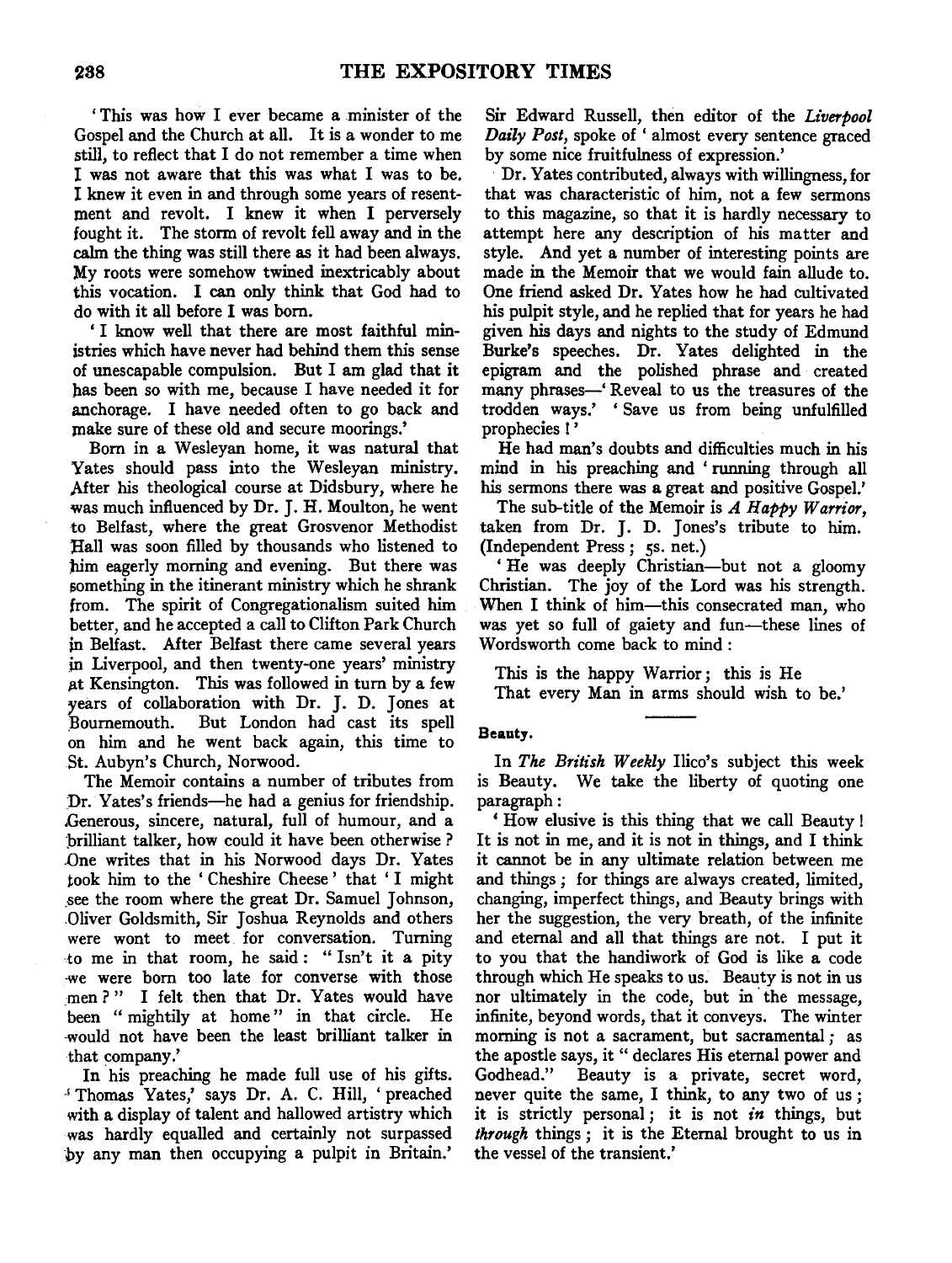'This was how I ever became a minister of the Gospel and the Church at all. It is a wonder to me still, to reflect that I do not remember a time when I was not aware that this was what I was to be. I knew it even in and through some years of resentment and revolt. I knew it when I perversely fought it. The storm of revolt fell away and in the calm the thing was still there as it had been always. My roots were somehow twined inextricably about this vocation. I can only think that God had to do with it all before I was born.

'I know well that there are most faithful ministries which have never had behind them this sense of unescapable compulsion. But I am glad that it has been so with me, because I have needed it for anchorage. I have needed often to go back and make sure of these old and secure moorings.'

Born in a Wesleyan home, it was natural that Yates should pass into the Wesleyan ministry. After his theological course at Didsbury, where he was much influenced by Dr. J. H. Moulton, he went to Belfast, where the great Grosvenor Methodist Hall was soon filled by thousands who listened to him eagerly morning and evening. But there was something in the itinerant ministry which he shrank from. The spirit of Congregationalism suited him better, and he accepted a call to Clifton Park Church in Belfast. After Belfast there came several years in Liverpool, and then twenty-one years' ministry at Kensington. This was followed in turn by a few years of collaboration with Dr. J. D. Jones at Bournemouth. But London had cast its spell on him and he went back again, this time to St. Aubyn's Church, Norwood.

The Memoir contains a number of tributes from Dr. Yates's friends—he had a genius for friendship. Generous, sincere, natural, full of humour, and a brilliant talker, how could it have been otherwise? One writes that in his Norwood days Dr. Yates took him to the 'Cheshire Cheese' that 'I might see the room where the great Dr. Samuel Johnson, Oliver Goldsmith, Sir Joshua Reynolds and others were wont to meet for conversation. Turning to me in that room, he said: "Isn't it a pity we were born too late for converse with those men?" I felt then that Dr. Yates would have been "mightily at home" in that circle. He would not have been the least brilliant talker in that company.'

In his preaching he made full use of his gifts. 'Thomas Yates,' says Dr. A. C. Hill, 'preached with a display of talent and hallowed artistry which was hardly equalled and certainly not surpassed by any man then occupying a pulpit in Britain.' Sir Edward Russell, then editor of the *Liverpool Daily Post*, spoke of 'almost every sentence graced by some nice fruitfulness of expression.'

Dr. Yates contributed, always with willingness, for that was characteristic of him, not a few sermons to this magazine, so that it is hardly necessary to attempt here any description of his matter and style. And yet a number of interesting points are made in the Memoir that we would fain allude to. One friend asked Dr. Yates how he had cultivated his pulpit style, and he replied that for years he had given his days and nights to the study of Edmund Burke's speeches. Dr. Yates delighted in the epigram and the polished phrase and created many phrases—'Reveal to us the treasures of the trodden ways.' 'Save us from being unfulfilled prophecies!'

He had man's doubts and difficulties much in his mind in his preaching and 'running through all his sermons there was a great and positive Gospel.'

The sub-title of the Memoir is *A Happy Warrior*, taken from Dr. J. D. Jones's tribute to him. (Independent Press; 5s. net.)

'He was deeply Christian—but not a gloomy Christian. The joy of the Lord was his strength. When I think of him—this consecrated man, who was yet so full of gaiety and fun—these lines of Wordsworth come back to mind:

This is the happy Warrior; this is He
That every Man in arms should wish to be.'

---

#### Beauty.

In *The British Weekly* Ilico's subject this week is Beauty. We take the liberty of quoting one paragraph:

'How elusive is this thing that we call Beauty! It is not in me, and it is not in things, and I think it cannot be in any ultimate relation between me and things; for things are always created, limited, changing, imperfect things, and Beauty brings with her the suggestion, the very breath, of the infinite and eternal and all that things are not. I put it to you that the handiwork of God is like a code through which He speaks to us. Beauty is not in us nor ultimately in the code, but in the message, infinite, beyond words, that it conveys. The winter morning is not a sacrament, but sacramental; as the apostle says, it "declares His eternal power and Godhead." Beauty is a private, secret word, never quite the same, I think, to any two of us; it is strictly personal; it is not *in* things, but *through* things; it is the Eternal brought to us in the vessel of the transient.'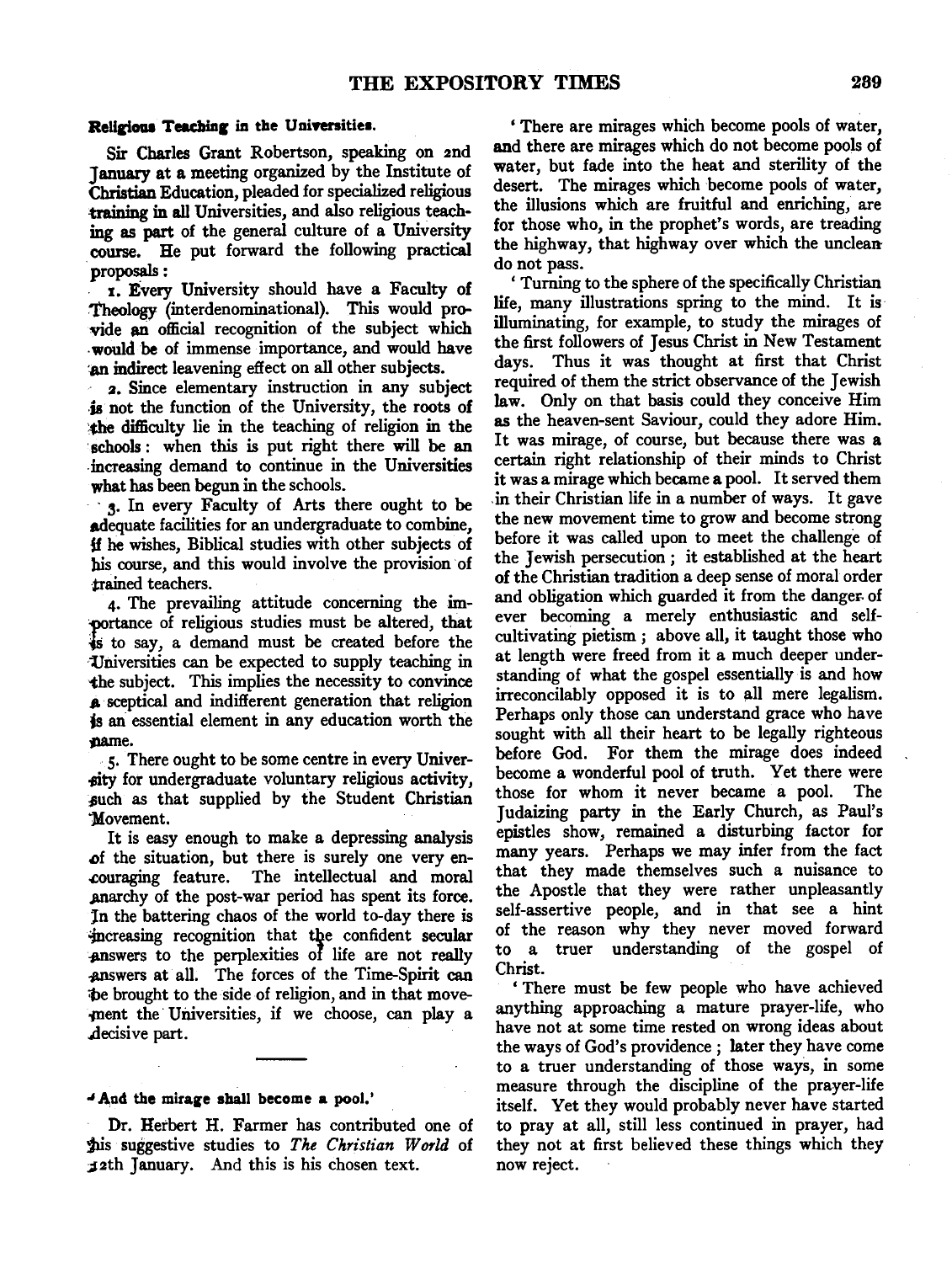### Religious Teaching in the Universities.

Sir Charles Grant Robertson, speaking on 2nd January at a meeting organized by the Institute of Christian Education, pleaded for specialized religious training in all Universities, and also religious teaching as part of the general culture of a University course. He put forward the following practical proposals:

1. Every University should have a Faculty of Theology (interdenominational). This would provide an official recognition of the subject which would be of immense importance, and would have an indirect leavening effect on all other subjects.

2. Since elementary instruction in any subject is not the function of the University, the roots of the difficulty lie in the teaching of religion in the schools: when this is put right there will be an increasing demand to continue in the Universities what has been begun in the schools.

3. In every Faculty of Arts there ought to be adequate facilities for an undergraduate to combine, if he wishes, Biblical studies with other subjects of his course, and this would involve the provision of trained teachers.

4. The prevailing attitude concerning the importance of religious studies must be altered, that is to say, a demand must be created before the Universities can be expected to supply teaching in the subject. This implies the necessity to convince a sceptical and indifferent generation that religion is an essential element in any education worth the name.

5. There ought to be some centre in every University for undergraduate voluntary religious activity, such as that supplied by the Student Christian Movement.

It is easy enough to make a depressing analysis of the situation, but there is surely one very encouraging feature. The intellectual and moral anarchy of the post-war period has spent its force. In the battering chaos of the world to-day there is increasing recognition that the confident secular answers to the perplexities of life are not really answers at all. The forces of the Time-Spirit can be brought to the side of religion, and in that movement the Universities, if we choose, can play a decisive part.

---

### 'And the mirage shall become a pool.'

Dr. Herbert H. Farmer has contributed one of his suggestive studies to *The Christian World* of 12th January. And this is his chosen text.

'There are mirages which become pools of water, and there are mirages which do not become pools of water, but fade into the heat and sterility of the desert. The mirages which become pools of water, the illusions which are fruitful and enriching, are for those who, in the prophet's words, are treading the highway, that highway over which the unclean do not pass.

'Turning to the sphere of the specifically Christian life, many illustrations spring to the mind. It is illuminating, for example, to study the mirages of the first followers of Jesus Christ in New Testament days. Thus it was thought at first that Christ required of them the strict observance of the Jewish law. Only on that basis could they conceive Him as the heaven-sent Saviour, could they adore Him. It was mirage, of course, but because there was a certain right relationship of their minds to Christ it was a mirage which became a pool. It served them in their Christian life in a number of ways. It gave the new movement time to grow and become strong before it was called upon to meet the challenge of the Jewish persecution; it established at the heart of the Christian tradition a deep sense of moral order and obligation which guarded it from the danger of ever becoming a merely enthusiastic and self-cultivating pietism; above all, it taught those who at length were freed from it a much deeper understanding of what the gospel essentially is and how irreconcilably opposed it is to all mere legalism. Perhaps only those can understand grace who have sought with all their heart to be legally righteous before God. For them the mirage does indeed become a wonderful pool of truth. Yet there were those for whom it never became a pool. The Judaizing party in the Early Church, as Paul's epistles show, remained a disturbing factor for many years. Perhaps we may infer from the fact that they made themselves such a nuisance to the Apostle that they were rather unpleasantly self-assertive people, and in that see a hint of the reason why they never moved forward to a truer understanding of the gospel of Christ.

'There must be few people who have achieved anything approaching a mature prayer-life, who have not at some time rested on wrong ideas about the ways of God's providence; later they have come to a truer understanding of those ways, in some measure through the discipline of the prayer-life itself. Yet they would probably never have started to pray at all, still less continued in prayer, had they not at first believed these things which they now reject.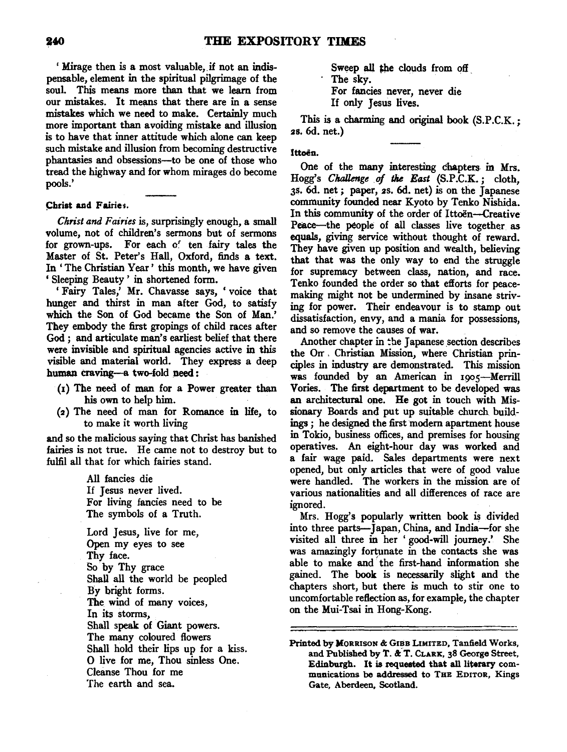'Mirage then is a most valuable, if not an indispensable, element in the spiritual pilgrimage of the soul. This means more than that we learn from our mistakes. It means that there are in a sense mistakes which we need to make. Certainly much more important than avoiding mistake and illusion is to have that inner attitude which alone can keep such mistake and illusion from becoming destructive phantasies and obsessions—to be one of those who tread the highway and for whom mirages do become pools.'

### Christ and Fairies.

*Christ and Fairies* is, surprisingly enough, a small volume, not of children's sermons but of sermons for grown-ups. For each of ten fairy tales the Master of St. Peter's Hall, Oxford, finds a text. In 'The Christian Year' this month, we have given 'Sleeping Beauty' in shortened form.

'Fairy Tales,' Mr. Chavasse says, 'voice that hunger and thirst in man after God, to satisfy which the Son of God became the Son of Man.' They embody the first gropings of child races after God; and articulate man's earliest belief that there were invisible and spiritual agencies active in this visible and material world. They express a deep human craving—a two-fold need:

(1) The need of man for a Power greater than his own to help him.
(2) The need of man for Romance in life, to to make it worth living

and so the malicious saying that Christ has banished fairies is not true. He came not to destroy but to fulfil all that for which fairies stand.

> All fancies die
> If Jesus never lived.
> For living fancies need to be
> The symbols of a Truth.
>
> Lord Jesus, live for me,
> Open my eyes to see
> Thy face.
> So by Thy grace
> Shall all the world be peopled
> By bright forms.
> The wind of many voices,
> In its storms,
> Shall speak of Giant powers.
> The many coloured flowers
> Shall hold their lips up for a kiss.
> O live for me, Thou sinless One.
> Cleanse Thou for me
> The earth and sea.
> Sweep all the clouds from off
> The sky.
> For fancies never, never die
> If only Jesus lives.

This is a charming and original book (S.P.C.K.; 2s. 6d. net.)

### Ittoën.

One of the many interesting chapters in Mrs. Hogg's *Challenge of the East* (S.P.C.K.; cloth, 3s. 6d. net; paper, 2s. 6d. net) is on the Japanese community founded near Kyoto by Tenko Nishida. In this community of the order of Ittoën—Creative Peace—the people of all classes live together as equals, giving service without thought of reward. They have given up position and wealth, believing that that was the only way to end the struggle for supremacy between class, nation, and race. Tenko founded the order so that efforts for peace-making might not be undermined by insane striving for power. Their endeavour is to stamp out dissatisfaction, envy, and a mania for possessions, and so remove the causes of war.

Another chapter in the Japanese section describes the Omi Christian Mission, where Christian principles in industry are demonstrated. This mission was founded by an American in 1905—Merrill Vories. The first department to be developed was an architectural one. He got in touch with Missionary Boards and put up suitable church buildings; he designed the first modern apartment house in Tokio, business offices, and premises for housing operatives. An eight-hour day was worked and a fair wage paid. Sales departments were next opened, but only articles that were of good value were handled. The workers in the mission are of various nationalities and all differences of race are ignored.

Mrs. Hogg's popularly written book is divided into three parts—Japan, China, and India—for she visited all three in her 'good-will journey.' She was amazingly fortunate in the contacts she was able to make and the first-hand information she gained. The book is necessarily slight and the chapters short, but there is much to stir one to uncomfortable reflection as, for example, the chapter on the Mui-Tsai in Hong-Kong.

---

Printed by Morrison & Gibb Limited, Tanfield Works, and Published by T. & T. Clark, 38 George Street, Edinburgh. It is requested that all literary communications be addressed to The Editor, Kings Gate, Aberdeen, Scotland.